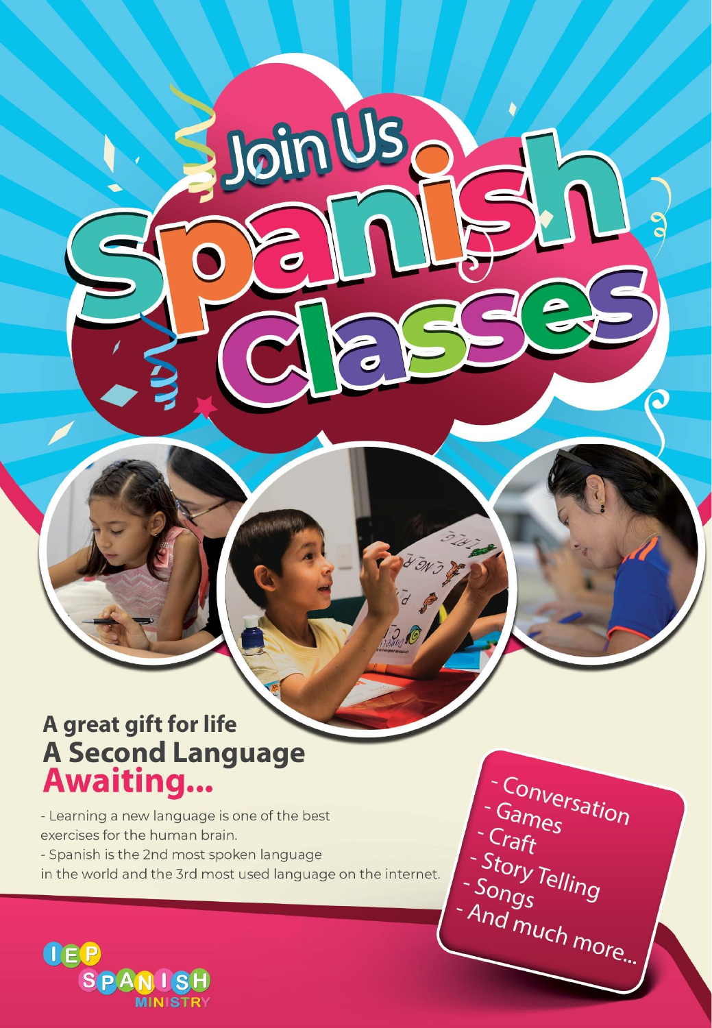# Join Us

# Spanish Classes

## A great gift for life
## A Second Language
## Awaiting...

- Learning a new language is one of the best exercises for the human brain.
- Spanish is the 2nd most spoken language in the world and the 3rd most used language on the internet.

- Conversation
- Games
- Craft
- Story Telling
- Songs
- And much more...

IEP SPANISH MINISTRY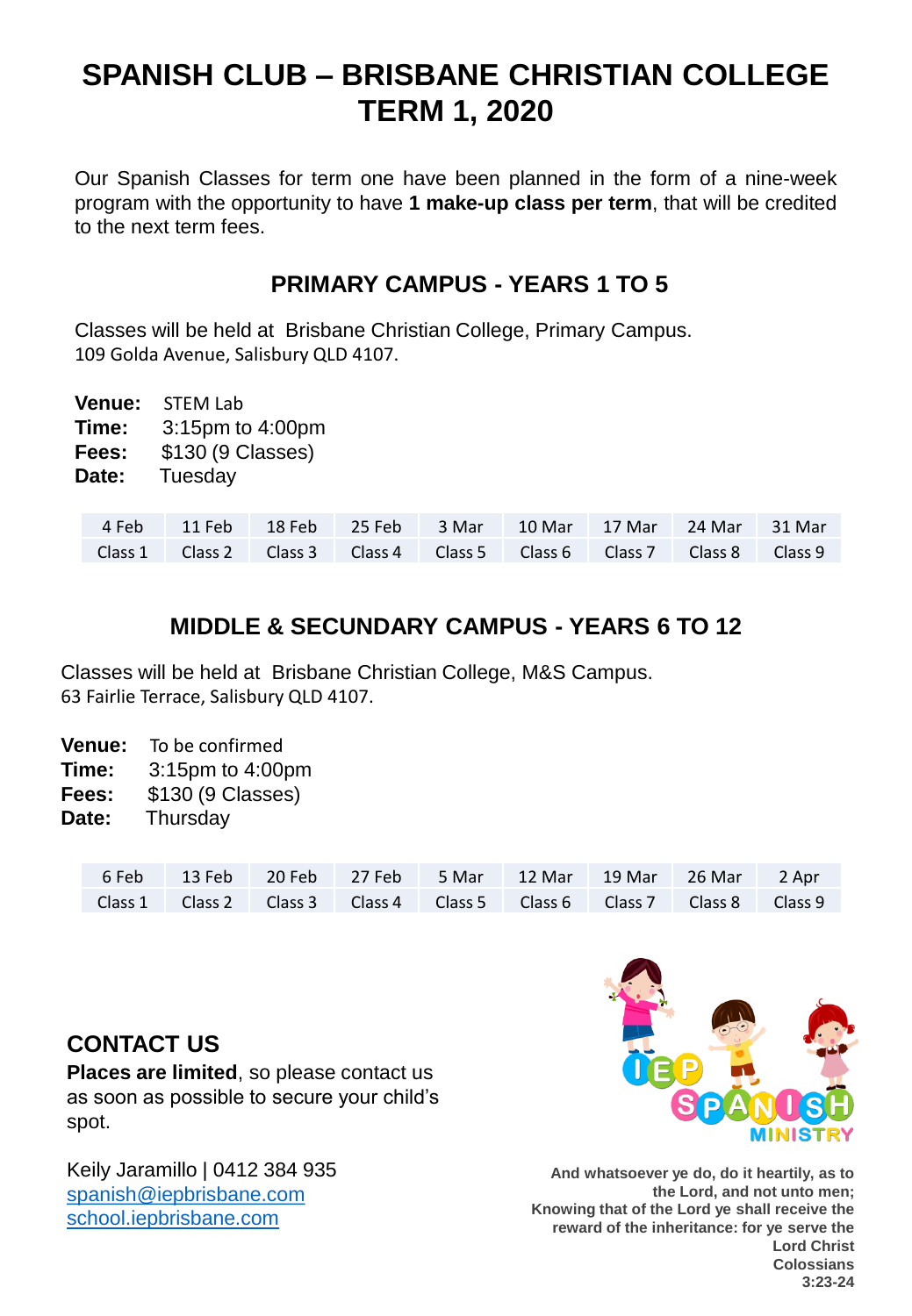# SPANISH CLUB – BRISBANE CHRISTIAN COLLEGE TERM 1, 2020

Our Spanish Classes for term one have been planned in the form of a nine-week program with the opportunity to have **1 make-up class per term**, that will be credited to the next term fees.

## PRIMARY CAMPUS - YEARS 1 TO 5

Classes will be held at Brisbane Christian College, Primary Campus.
109 Golda Avenue, Salisbury QLD 4107.

**Venue:** STEM Lab
**Time:** 3:15pm to 4:00pm
**Fees:** $130 (9 Classes)
**Date:** Tuesday

| | | | | | | | | |
|---|---|---|---|---|---|---|---|---|
| 4 Feb | 11 Feb | 18 Feb | 25 Feb | 3 Mar | 10 Mar | 17 Mar | 24 Mar | 31 Mar |
| Class 1 | Class 2 | Class 3 | Class 4 | Class 5 | Class 6 | Class 7 | Class 8 | Class 9 |

## MIDDLE & SECUNDARY CAMPUS - YEARS 6 TO 12

Classes will be held at Brisbane Christian College, M&S Campus.
63 Fairlie Terrace, Salisbury QLD 4107.

**Venue:** To be confirmed
**Time:** 3:15pm to 4:00pm
**Fees:** $130 (9 Classes)
**Date:** Thursday

| | | | | | | | | |
|---|---|---|---|---|---|---|---|---|
| 6 Feb | 13 Feb | 20 Feb | 27 Feb | 5 Mar | 12 Mar | 19 Mar | 26 Mar | 2 Apr |
| Class 1 | Class 2 | Class 3 | Class 4 | Class 5 | Class 6 | Class 7 | Class 8 | Class 9 |

## CONTACT US

**Places are limited**, so please contact us as soon as possible to secure your child's spot.

Keily Jaramillo | 0412 384 935
spanish@iepbrisbane.com
school.iepbrisbane.com

IEP SPANISH MINISTRY

**And whatsoever ye do, do it heartily, as to the Lord, and not unto men; Knowing that of the Lord ye shall receive the reward of the inheritance: for ye serve the Lord Christ Colossians 3:23-24**